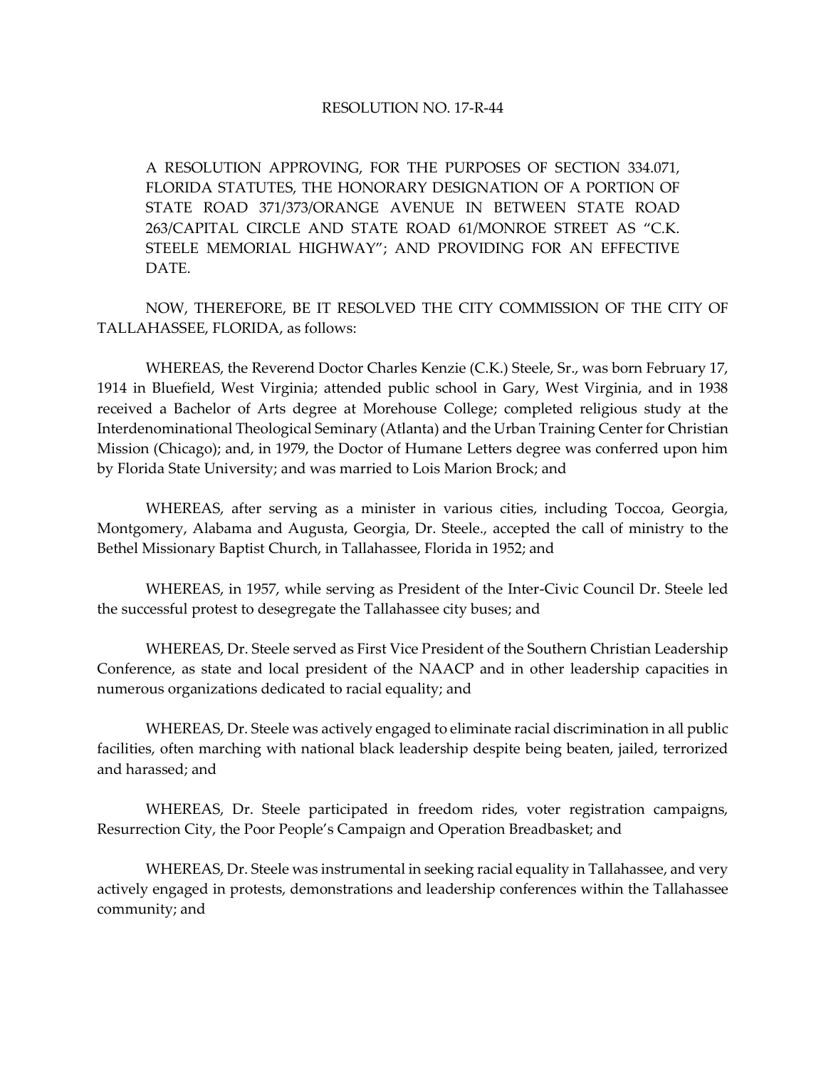# RESOLUTION NO. 17-R-44

A RESOLUTION APPROVING, FOR THE PURPOSES OF SECTION 334.071, FLORIDA STATUTES, THE HONORARY DESIGNATION OF A PORTION OF STATE ROAD 371/373/ORANGE AVENUE IN BETWEEN STATE ROAD 263/CAPITAL CIRCLE AND STATE ROAD 61/MONROE STREET AS "C.K. STEELE MEMORIAL HIGHWAY"; AND PROVIDING FOR AN EFFECTIVE DATE.

NOW, THEREFORE, BE IT RESOLVED THE CITY COMMISSION OF THE CITY OF TALLAHASSEE, FLORIDA, as follows:

WHEREAS, the Reverend Doctor Charles Kenzie (C.K.) Steele, Sr., was born February 17, 1914 in Bluefield, West Virginia; attended public school in Gary, West Virginia, and in 1938 received a Bachelor of Arts degree at Morehouse College; completed religious study at the Interdenominational Theological Seminary (Atlanta) and the Urban Training Center for Christian Mission (Chicago); and, in 1979, the Doctor of Humane Letters degree was conferred upon him by Florida State University; and was married to Lois Marion Brock; and

WHEREAS, after serving as a minister in various cities, including Toccoa, Georgia, Montgomery, Alabama and Augusta, Georgia, Dr. Steele., accepted the call of ministry to the Bethel Missionary Baptist Church, in Tallahassee, Florida in 1952; and

WHEREAS, in 1957, while serving as President of the Inter-Civic Council Dr. Steele led the successful protest to desegregate the Tallahassee city buses; and

WHEREAS, Dr. Steele served as First Vice President of the Southern Christian Leadership Conference, as state and local president of the NAACP and in other leadership capacities in numerous organizations dedicated to racial equality; and

WHEREAS, Dr. Steele was actively engaged to eliminate racial discrimination in all public facilities, often marching with national black leadership despite being beaten, jailed, terrorized and harassed; and

WHEREAS, Dr. Steele participated in freedom rides, voter registration campaigns, Resurrection City, the Poor People's Campaign and Operation Breadbasket; and

WHEREAS, Dr. Steele was instrumental in seeking racial equality in Tallahassee, and very actively engaged in protests, demonstrations and leadership conferences within the Tallahassee community; and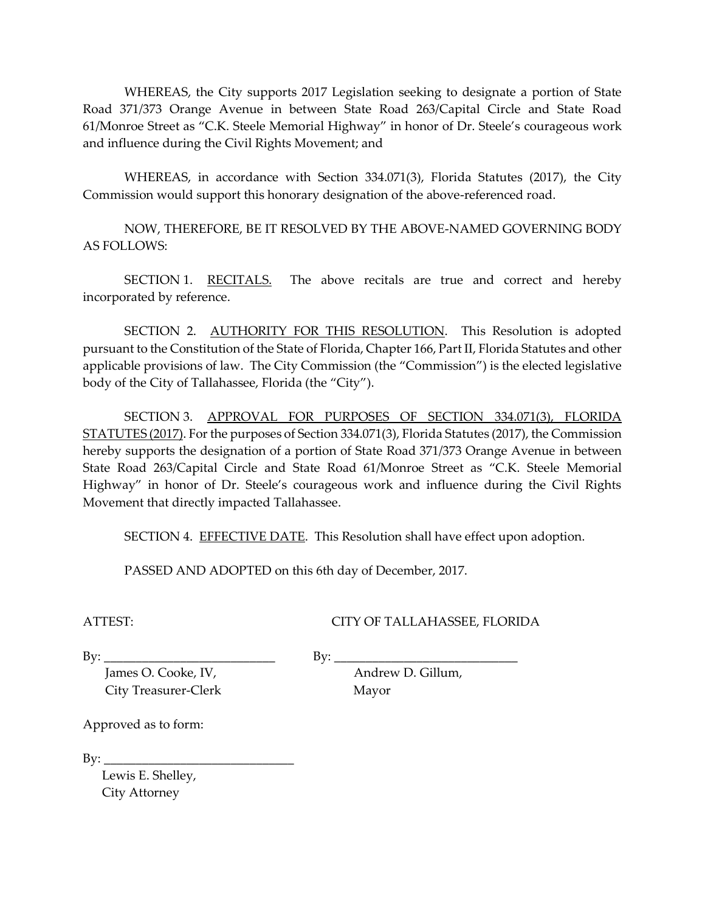WHEREAS, the City supports 2017 Legislation seeking to designate a portion of State Road 371/373 Orange Avenue in between State Road 263/Capital Circle and State Road 61/Monroe Street as "C.K. Steele Memorial Highway" in honor of Dr. Steele's courageous work and influence during the Civil Rights Movement; and

WHEREAS, in accordance with Section 334.071(3), Florida Statutes (2017), the City Commission would support this honorary designation of the above-referenced road.

NOW, THEREFORE, BE IT RESOLVED BY THE ABOVE-NAMED GOVERNING BODY AS FOLLOWS:

SECTION 1. RECITALS. The above recitals are true and correct and hereby incorporated by reference.

SECTION 2. AUTHORITY FOR THIS RESOLUTION. This Resolution is adopted pursuant to the Constitution of the State of Florida, Chapter 166, Part II, Florida Statutes and other applicable provisions of law. The City Commission (the "Commission") is the elected legislative body of the City of Tallahassee, Florida (the "City").

SECTION 3. APPROVAL FOR PURPOSES OF SECTION 334.071(3), FLORIDA STATUTES (2017). For the purposes of Section 334.071(3), Florida Statutes (2017), the Commission hereby supports the designation of a portion of State Road 371/373 Orange Avenue in between State Road 263/Capital Circle and State Road 61/Monroe Street as "C.K. Steele Memorial Highway" in honor of Dr. Steele's courageous work and influence during the Civil Rights Movement that directly impacted Tallahassee.

SECTION 4. EFFECTIVE DATE. This Resolution shall have effect upon adoption.

PASSED AND ADOPTED on this 6th day of December, 2017.

ATTEST:

By: ___________________________
James O. Cooke, IV,
City Treasurer-Clerk

CITY OF TALLAHASSEE, FLORIDA

By: ___________________________
Andrew D. Gillum,
Mayor

Approved as to form:

By: ___________________________
Lewis E. Shelley,
City Attorney